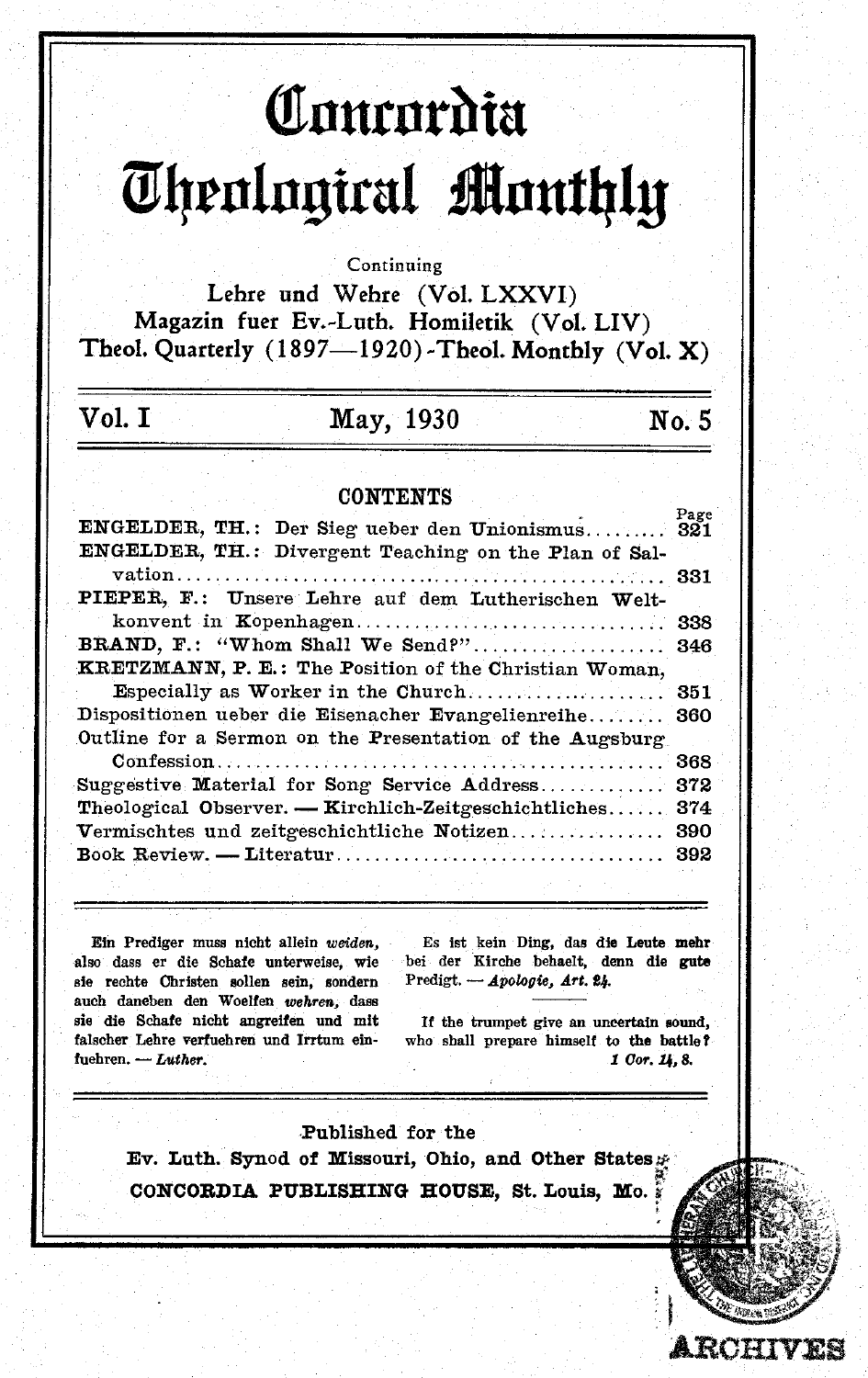# Concordia Theological Monthly

Continuing

Lehre und Wehre (Vol. LXXVI)
Magazin fuer Ev.-Luth. Homiletik (Vol. LIV)
Theol. Quarterly (1897—1920)-Theol. Monthly (Vol. X)

| Vol. I | May, 1930 | No. 5 |
|---|---|---|

## CONTENTS

| | Page |
|---|---|
| ENGELDER, TH.: Der Sieg ueber den Unionismus | 321 |
| ENGELDER, TH.: Divergent Teaching on the Plan of Salvation | 331 |
| PIEPER, F.: Unsere Lehre auf dem Lutherischen Weltkonvent in Kopenhagen | 338 |
| BRAND, F.: "Whom Shall We Send?" | 346 |
| KRETZMANN, P. E.: The Position of the Christian Woman, Especially as Worker in the Church | 351 |
| Dispositionen ueber die Eisenacher Evangelienreihe | 360 |
| Outline for a Sermon on the Presentation of the Augsburg Confession | 368 |
| Suggestive Material for Song Service Address | 372 |
| Theological Observer. — Kirchlich-Zeitgeschichtliches | 374 |
| Vermischtes und zeitgeschichtliche Notizen | 390 |
| Book Review. — Literatur | 392 |

Ein Prediger muss nicht allein *weiden*, also dass er die Schafe unterweise, wie sie rechte Christen sollen sein, sondern auch daneben den Woelfen *wehren*, dass sie die Schafe nicht angreifen und mit falscher Lehre verfuehren und Irrtum einfuehren. — *Luther.*

Es ist kein Ding, das die Leute mehr bei der Kirche behaelt, denn die gute Predigt. — *Apologie, Art. 24.*

If the trumpet give an uncertain sound, who shall prepare himself to the battle? *1 Cor. 14, 8.*

Published for the
Ev. Luth. Synod of Missouri, Ohio, and Other States
CONCORDIA PUBLISHING HOUSE, St. Louis, Mo.

ARCHIVES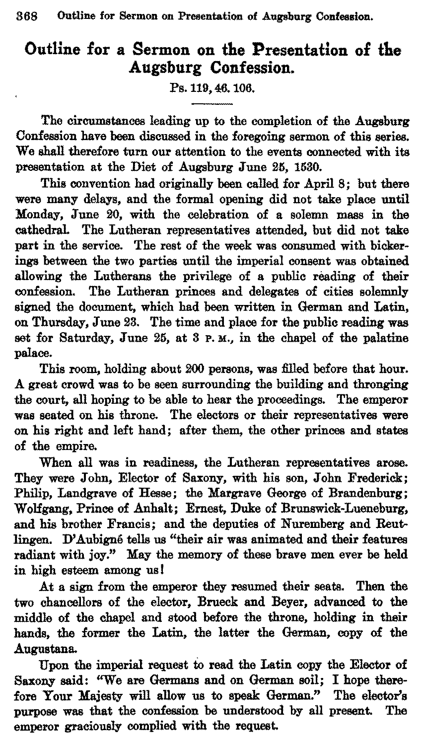# Outline for a Sermon on the Presentation of the Augsburg Confession.

Ps. 119, 46. 106.

---

The circumstances leading up to the completion of the Augsburg Confession have been discussed in the foregoing sermon of this series. We shall therefore turn our attention to the events connected with its presentation at the Diet of Augsburg June 25, 1530.

This convention had originally been called for April 8; but there were many delays, and the formal opening did not take place until Monday, June 20, with the celebration of a solemn mass in the cathedral. The Lutheran representatives attended, but did not take part in the service. The rest of the week was consumed with bickerings between the two parties until the imperial consent was obtained allowing the Lutherans the privilege of a public reading of their confession. The Lutheran princes and delegates of cities solemnly signed the document, which had been written in German and Latin, on Thursday, June 23. The time and place for the public reading was set for Saturday, June 25, at 3 P. M., in the chapel of the palatine palace.

This room, holding about 200 persons, was filled before that hour. A great crowd was to be seen surrounding the building and thronging the court, all hoping to be able to hear the proceedings. The emperor was seated on his throne. The electors or their representatives were on his right and left hand; after them, the other princes and states of the empire.

When all was in readiness, the Lutheran representatives arose. They were John, Elector of Saxony, with his son, John Frederick; Philip, Landgrave of Hesse; the Margrave George of Brandenburg; Wolfgang, Prince of Anhalt; Ernest, Duke of Brunswick-Lueneburg, and his brother Francis; and the deputies of Nuremberg and Reutlingen. D'Aubigné tells us "their air was animated and their features radiant with joy." May the memory of these brave men ever be held in high esteem among us!

At a sign from the emperor they resumed their seats. Then the two chancellors of the elector, Brueck and Beyer, advanced to the middle of the chapel and stood before the throne, holding in their hands, the former the Latin, the latter the German, copy of the Augustana.

Upon the imperial request to read the Latin copy the Elector of Saxony said: "We are Germans and on German soil; I hope therefore Your Majesty will allow us to speak German." The elector's purpose was that the confession be understood by all present. The emperor graciously complied with the request.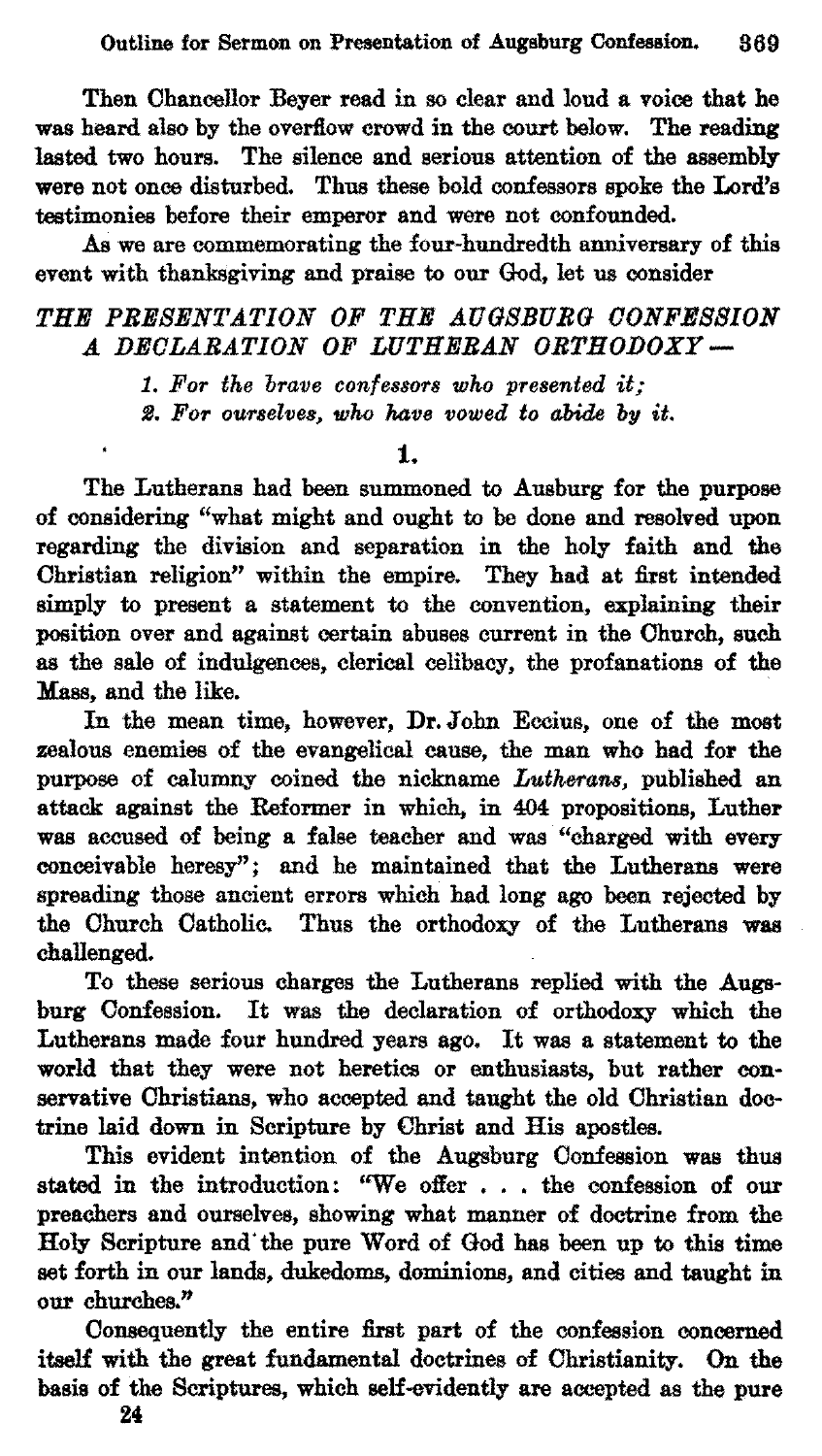Then Chancellor Beyer read in so clear and loud a voice that he was heard also by the overflow crowd in the court below. The reading lasted two hours. The silence and serious attention of the assembly were not once disturbed. Thus these bold confessors spoke the Lord's testimonies before their emperor and were not confounded.

As we are commemorating the four-hundredth anniversary of this event with thanksgiving and praise to our God, let us consider

## *THE PRESENTATION OF THE AUGSBURG CONFESSION A DECLARATION OF LUTHERAN ORTHODOXY —*

*1. For the brave confessors who presented it;*
*2. For ourselves, who have vowed to abide by it.*

### 1.

The Lutherans had been summoned to Ausburg for the purpose of considering "what might and ought to be done and resolved upon regarding the division and separation in the holy faith and the Christian religion" within the empire. They had at first intended simply to present a statement to the convention, explaining their position over and against certain abuses current in the Church, such as the sale of indulgences, clerical celibacy, the profanations of the Mass, and the like.

In the mean time, however, Dr. John Eccius, one of the most zealous enemies of the evangelical cause, the man who had for the purpose of calumny coined the nickname *Lutherans*, published an attack against the Reformer in which, in 404 propositions, Luther was accused of being a false teacher and was "charged with every conceivable heresy"; and he maintained that the Lutherans were spreading those ancient errors which had long ago been rejected by the Church Catholic. Thus the orthodoxy of the Lutherans was challenged.

To these serious charges the Lutherans replied with the Augsburg Confession. It was the declaration of orthodoxy which the Lutherans made four hundred years ago. It was a statement to the world that they were not heretics or enthusiasts, but rather conservative Christians, who accepted and taught the old Christian doctrine laid down in Scripture by Christ and His apostles.

This evident intention of the Augsburg Confession was thus stated in the introduction: "We offer . . . the confession of our preachers and ourselves, showing what manner of doctrine from the Holy Scripture and the pure Word of God has been up to this time set forth in our lands, dukedoms, dominions, and cities and taught in our churches."

Consequently the entire first part of the confession concerned itself with the great fundamental doctrines of Christianity. On the basis of the Scriptures, which self-evidently are accepted as the pure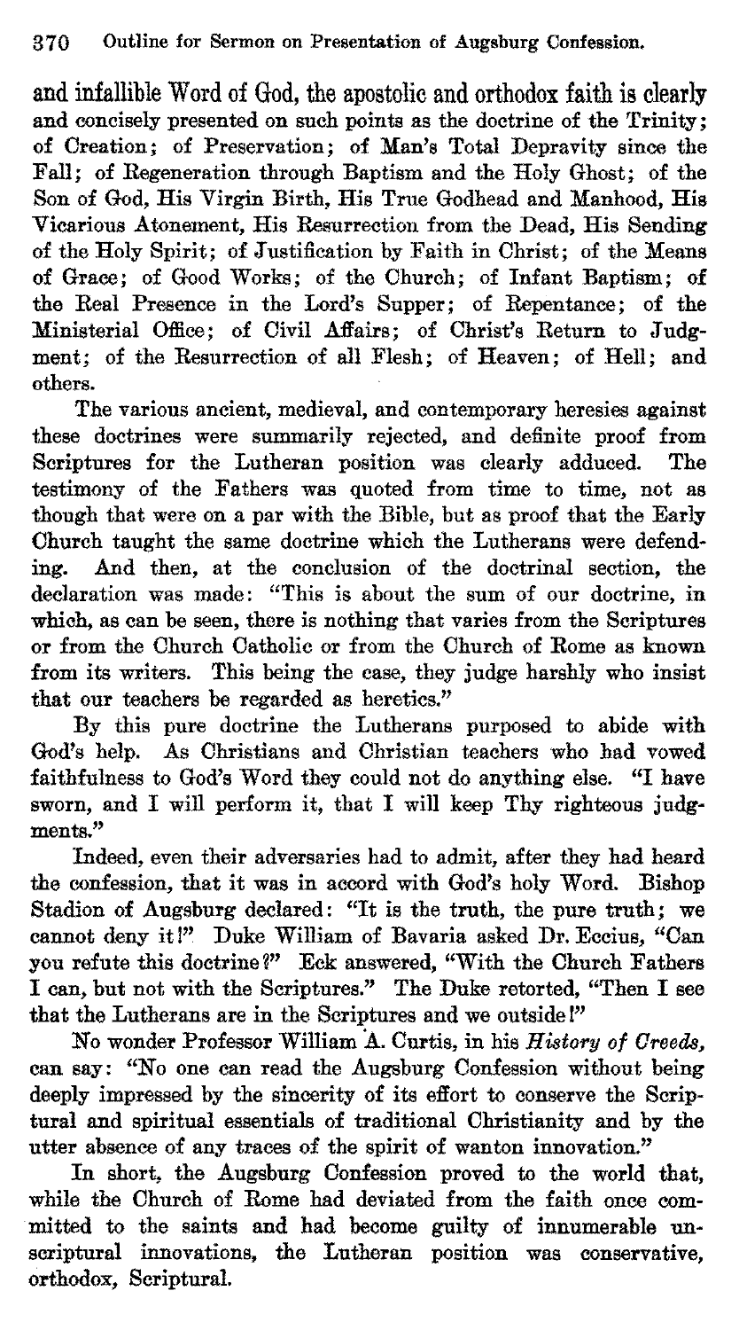and infallible Word of God, the apostolic and orthodox faith is clearly and concisely presented on such points as the doctrine of the Trinity; of Creation; of Preservation; of Man's Total Depravity since the Fall; of Regeneration through Baptism and the Holy Ghost; of the Son of God, His Virgin Birth, His True Godhead and Manhood, His Vicarious Atonement, His Resurrection from the Dead, His Sending of the Holy Spirit; of Justification by Faith in Christ; of the Means of Grace; of Good Works; of the Church; of Infant Baptism; of the Real Presence in the Lord's Supper; of Repentance; of the Ministerial Office; of Civil Affairs; of Christ's Return to Judgment; of the Resurrection of all Flesh; of Heaven; of Hell; and others.

The various ancient, medieval, and contemporary heresies against these doctrines were summarily rejected, and definite proof from Scriptures for the Lutheran position was clearly adduced. The testimony of the Fathers was quoted from time to time, not as though that were on a par with the Bible, but as proof that the Early Church taught the same doctrine which the Lutherans were defending. And then, at the conclusion of the doctrinal section, the declaration was made: "This is about the sum of our doctrine, in which, as can be seen, there is nothing that varies from the Scriptures or from the Church Catholic or from the Church of Rome as known from its writers. This being the case, they judge harshly who insist that our teachers be regarded as heretics."

By this pure doctrine the Lutherans purposed to abide with God's help. As Christians and Christian teachers who had vowed faithfulness to God's Word they could not do anything else. "I have sworn, and I will perform it, that I will keep Thy righteous judgments."

Indeed, even their adversaries had to admit, after they had heard the confession, that it was in accord with God's holy Word. Bishop Stadion of Augsburg declared: "It is the truth, the pure truth; we cannot deny it!" Duke William of Bavaria asked Dr. Eccius, "Can you refute this doctrine?" Eck answered, "With the Church Fathers I can, but not with the Scriptures." The Duke retorted, "Then I see that the Lutherans are in the Scriptures and we outside!"

No wonder Professor William A. Curtis, in his *History of Creeds*, can say: "No one can read the Augsburg Confession without being deeply impressed by the sincerity of its effort to conserve the Scriptural and spiritual essentials of traditional Christianity and by the utter absence of any traces of the spirit of wanton innovation."

In short, the Augsburg Confession proved to the world that, while the Church of Rome had deviated from the faith once committed to the saints and had become guilty of innumerable unscriptural innovations, the Lutheran position was conservative, orthodox, Scriptural.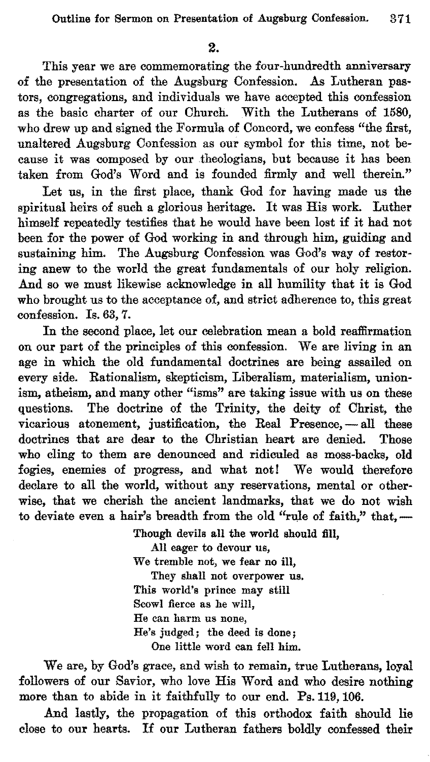## 2.

This year we are commemorating the four-hundredth anniversary of the presentation of the Augsburg Confession. As Lutheran pastors, congregations, and individuals we have accepted this confession as the basic charter of our Church. With the Lutherans of 1580, who drew up and signed the Formula of Concord, we confess "the first, unaltered Augsburg Confession as our symbol for this time, not because it was composed by our theologians, but because it has been taken from God's Word and is founded firmly and well therein."

Let us, in the first place, thank God for having made us the spiritual heirs of such a glorious heritage. It was His work. Luther himself repeatedly testifies that he would have been lost if it had not been for the power of God working in and through him, guiding and sustaining him. The Augsburg Confession was God's way of restoring anew to the world the great fundamentals of our holy religion. And so we must likewise acknowledge in all humility that it is God who brought us to the acceptance of, and strict adherence to, this great confession. Is. 63, 7.

In the second place, let our celebration mean a bold reaffirmation on our part of the principles of this confession. We are living in an age in which the old fundamental doctrines are being assailed on every side. Rationalism, skepticism, Liberalism, materialism, unionism, atheism, and many other "isms" are taking issue with us on these questions. The doctrine of the Trinity, the deity of Christ, the vicarious atonement, justification, the Real Presence, — all these doctrines that are dear to the Christian heart are denied. Those who cling to them are denounced and ridiculed as moss-backs, old fogies, enemies of progress, and what not! We would therefore declare to all the world, without any reservations, mental or otherwise, that we cherish the ancient landmarks, that we do not wish to deviate even a hair's breadth from the old "rule of faith," that, —

> Though devils all the world should fill,  
> All eager to devour us,  
> We tremble not, we fear no ill,  
> They shall not overpower us.  
> This world's prince may still  
> Scowl fierce as he will,  
> He can harm us none,  
> He's judged; the deed is done;  
> One little word can fell him.

We are, by God's grace, and wish to remain, true Lutherans, loyal followers of our Savior, who love His Word and who desire nothing more than to abide in it faithfully to our end. Ps. 119, 106.

And lastly, the propagation of this orthodox faith should lie close to our hearts. If our Lutheran fathers boldly confessed their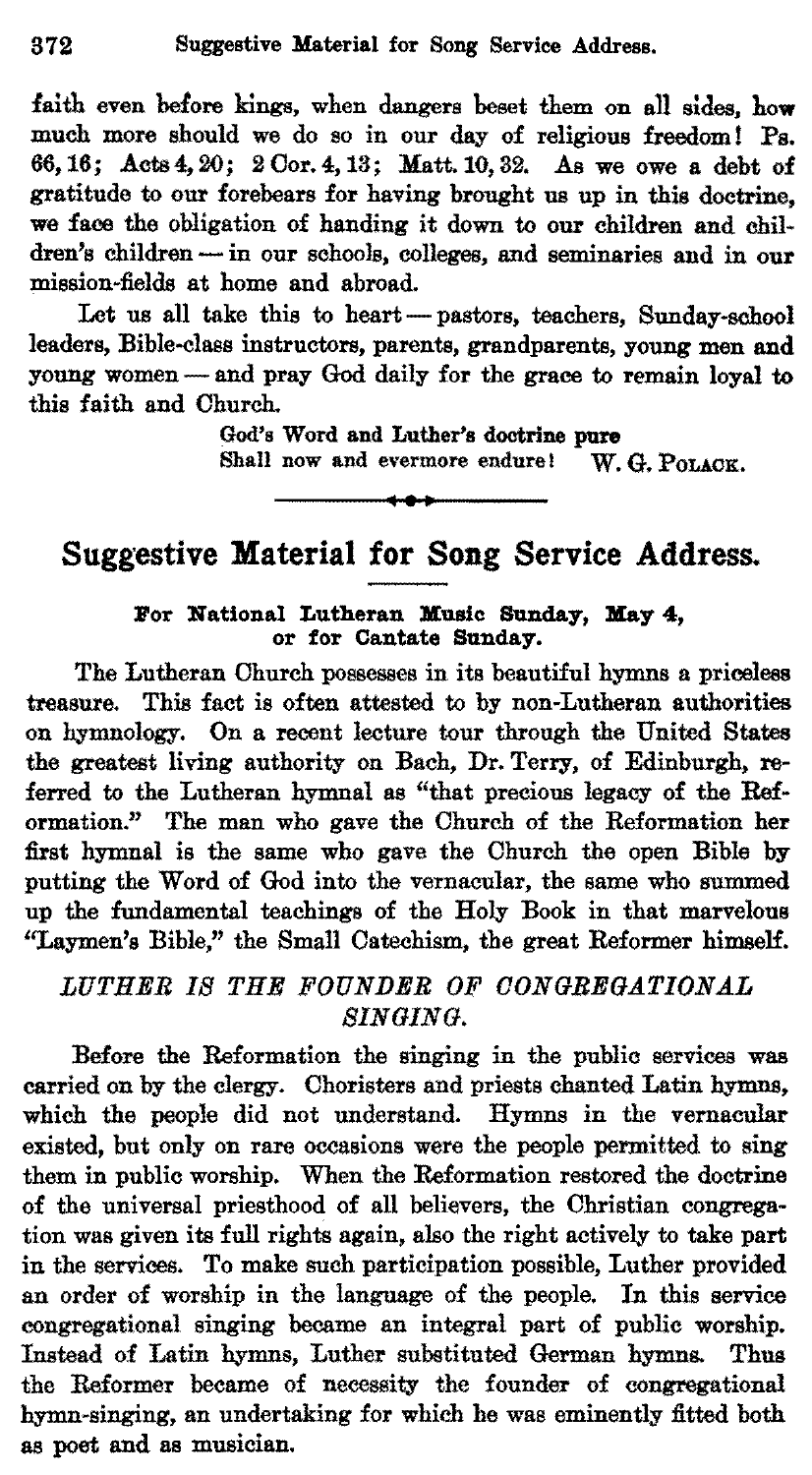faith even before kings, when dangers beset them on all sides, how much more should we do so in our day of religious freedom! Ps. 66, 16; Acts 4, 20; 2 Cor. 4, 13; Matt. 10, 32. As we owe a debt of gratitude to our forebears for having brought us up in this doctrine, we face the obligation of handing it down to our children and children's children — in our schools, colleges, and seminaries and in our mission-fields at home and abroad.

Let us all take this to heart — pastors, teachers, Sunday-school leaders, Bible-class instructors, parents, grandparents, young men and young women — and pray God daily for the grace to remain loyal to this faith and Church.

**God's Word and Luther's doctrine pure**
**Shall now and evermore endure!**

W. G. Polack.

---

# Suggestive Material for Song Service Address.

**For National Lutheran Music Sunday, May 4, or for Cantate Sunday.**

The Lutheran Church possesses in its beautiful hymns a priceless treasure. This fact is often attested to by non-Lutheran authorities on hymnology. On a recent lecture tour through the United States the greatest living authority on Bach, Dr. Terry, of Edinburgh, referred to the Lutheran hymnal as "that precious legacy of the Reformation." The man who gave the Church of the Reformation her first hymnal is the same who gave the Church the open Bible by putting the Word of God into the vernacular, the same who summed up the fundamental teachings of the Holy Book in that marvelous "Laymen's Bible," the Small Catechism, the great Reformer himself.

## *LUTHER IS THE FOUNDER OF CONGREGATIONAL SINGING.*

Before the Reformation the singing in the public services was carried on by the clergy. Choristers and priests chanted Latin hymns, which the people did not understand. Hymns in the vernacular existed, but only on rare occasions were the people permitted to sing them in public worship. When the Reformation restored the doctrine of the universal priesthood of all believers, the Christian congregation was given its full rights again, also the right actively to take part in the services. To make such participation possible, Luther provided an order of worship in the language of the people. In this service congregational singing became an integral part of public worship. Instead of Latin hymns, Luther substituted German hymns. Thus the Reformer became of necessity the founder of congregational hymn-singing, an undertaking for which he was eminently fitted both as poet and as musician.